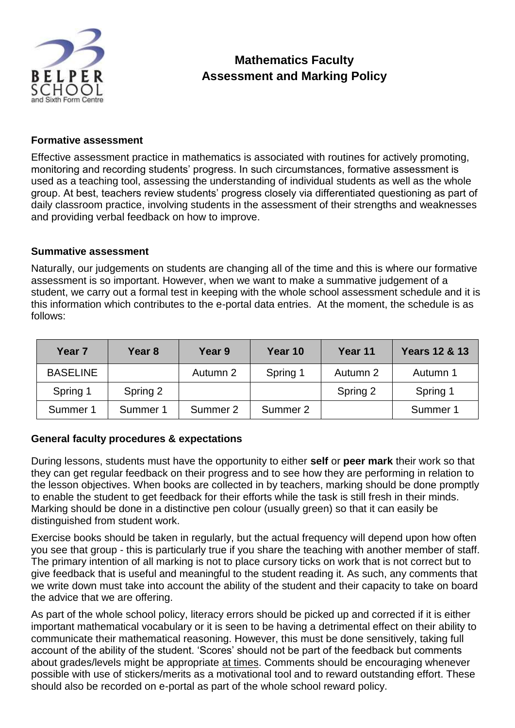# Mathematics Faculty
# Assessment and Marking Policy

### Formative assessment

Effective assessment practice in mathematics is associated with routines for actively promoting, monitoring and recording students' progress. In such circumstances, formative assessment is used as a teaching tool, assessing the understanding of individual students as well as the whole group. At best, teachers review students' progress closely via differentiated questioning as part of daily classroom practice, involving students in the assessment of their strengths and weaknesses and providing verbal feedback on how to improve.

### Summative assessment

Naturally, our judgements on students are changing all of the time and this is where our formative assessment is so important. However, when we want to make a summative judgement of a student, we carry out a formal test in keeping with the whole school assessment schedule and it is this information which contributes to the e-portal data entries. At the moment, the schedule is as follows:

| Year 7 | Year 8 | Year 9 | Year 10 | Year 11 | Years 12 & 13 |
|---|---|---|---|---|---|
| BASELINE | | Autumn 2 | Spring 1 | Autumn 2 | Autumn 1 |
| Spring 1 | Spring 2 | | | Spring 2 | Spring 1 |
| Summer 1 | Summer 1 | Summer 2 | Summer 2 | | Summer 1 |

### General faculty procedures & expectations

During lessons, students must have the opportunity to either **self** or **peer mark** their work so that they can get regular feedback on their progress and to see how they are performing in relation to the lesson objectives. When books are collected in by teachers, marking should be done promptly to enable the student to get feedback for their efforts while the task is still fresh in their minds. Marking should be done in a distinctive pen colour (usually green) so that it can easily be distinguished from student work.

Exercise books should be taken in regularly, but the actual frequency will depend upon how often you see that group - this is particularly true if you share the teaching with another member of staff. The primary intention of all marking is not to place cursory ticks on work that is not correct but to give feedback that is useful and meaningful to the student reading it. As such, any comments that we write down must take into account the ability of the student and their capacity to take on board the advice that we are offering.

As part of the whole school policy, literacy errors should be picked up and corrected if it is either important mathematical vocabulary or it is seen to be having a detrimental effect on their ability to communicate their mathematical reasoning. However, this must be done sensitively, taking full account of the ability of the student. 'Scores' should not be part of the feedback but comments about grades/levels might be appropriate <u>at times</u>. Comments should be encouraging whenever possible with use of stickers/merits as a motivational tool and to reward outstanding effort. These should also be recorded on e-portal as part of the whole school reward policy.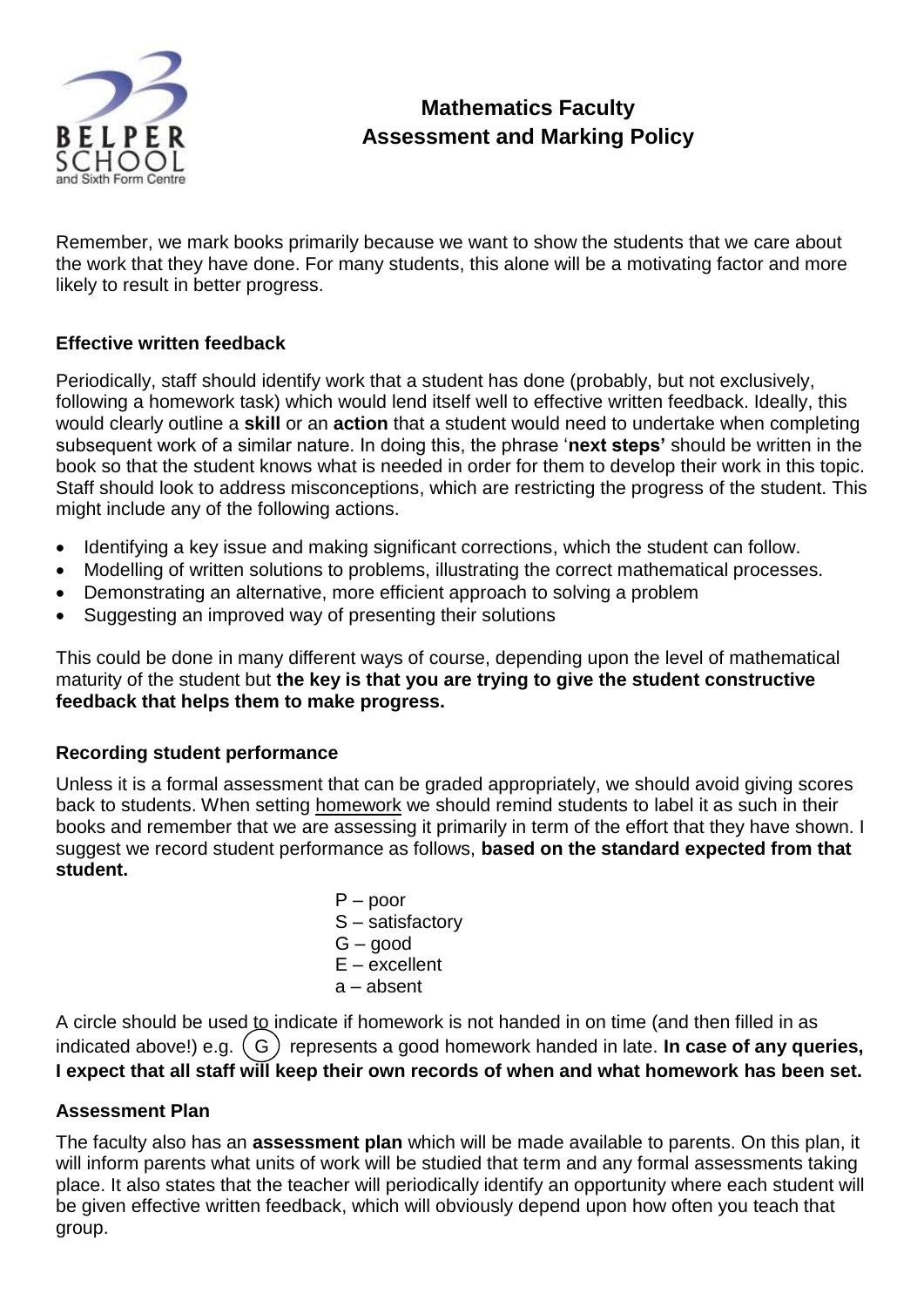# Mathematics Faculty
# Assessment and Marking Policy

Remember, we mark books primarily because we want to show the students that we care about the work that they have done. For many students, this alone will be a motivating factor and more likely to result in better progress.

## Effective written feedback

Periodically, staff should identify work that a student has done (probably, but not exclusively, following a homework task) which would lend itself well to effective written feedback. Ideally, this would clearly outline a **skill** or an **action** that a student would need to undertake when completing subsequent work of a similar nature. In doing this, the phrase '**next steps'** should be written in the book so that the student knows what is needed in order for them to develop their work in this topic. Staff should look to address misconceptions, which are restricting the progress of the student. This might include any of the following actions.

- Identifying a key issue and making significant corrections, which the student can follow.
- Modelling of written solutions to problems, illustrating the correct mathematical processes.
- Demonstrating an alternative, more efficient approach to solving a problem
- Suggesting an improved way of presenting their solutions

This could be done in many different ways of course, depending upon the level of mathematical maturity of the student but **the key is that you are trying to give the student constructive feedback that helps them to make progress.**

## Recording student performance

Unless it is a formal assessment that can be graded appropriately, we should avoid giving scores back to students. When setting homework we should remind students to label it as such in their books and remember that we are assessing it primarily in term of the effort that they have shown. I suggest we record student performance as follows, **based on the standard expected from that student.**

P – poor
S – satisfactory
G – good
E – excellent
a – absent

A circle should be used to indicate if homework is not handed in on time (and then filled in as indicated above!) e.g. (G) represents a good homework handed in late. **In case of any queries, I expect that all staff will keep their own records of when and what homework has been set.**

## Assessment Plan

The faculty also has an **assessment plan** which will be made available to parents. On this plan, it will inform parents what units of work will be studied that term and any formal assessments taking place. It also states that the teacher will periodically identify an opportunity where each student will be given effective written feedback, which will obviously depend upon how often you teach that group.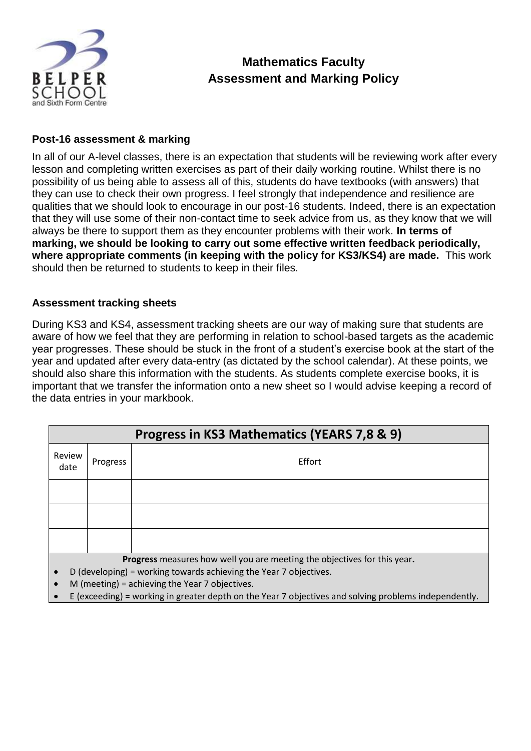# Mathematics Faculty
# Assessment and Marking Policy

### Post-16 assessment & marking

In all of our A-level classes, there is an expectation that students will be reviewing work after every lesson and completing written exercises as part of their daily working routine. Whilst there is no possibility of us being able to assess all of this, students do have textbooks (with answers) that they can use to check their own progress. I feel strongly that independence and resilience are qualities that we should look to encourage in our post-16 students. Indeed, there is an expectation that they will use some of their non-contact time to seek advice from us, as they know that we will always be there to support them as they encounter problems with their work. **In terms of marking, we should be looking to carry out some effective written feedback periodically, where appropriate comments (in keeping with the policy for KS3/KS4) are made.** This work should then be returned to students to keep in their files.

### Assessment tracking sheets

During KS3 and KS4, assessment tracking sheets are our way of making sure that students are aware of how we feel that they are performing in relation to school-based targets as the academic year progresses. These should be stuck in the front of a student's exercise book at the start of the year and updated after every data-entry (as dictated by the school calendar). At these points, we should also share this information with the students. As students complete exercise books, it is important that we transfer the information onto a new sheet so I would advise keeping a record of the data entries in your markbook.

| Progress in KS3 Mathematics (YEARS 7,8 & 9) | | |
|---|---|---|
| Review date | Progress | Effort |
| | | |
| | | |
| | | |

**Progress** measures how well you are meeting the objectives for this year.

- D (developing) = working towards achieving the Year 7 objectives.
- M (meeting) = achieving the Year 7 objectives.
- E (exceeding) = working in greater depth on the Year 7 objectives and solving problems independently.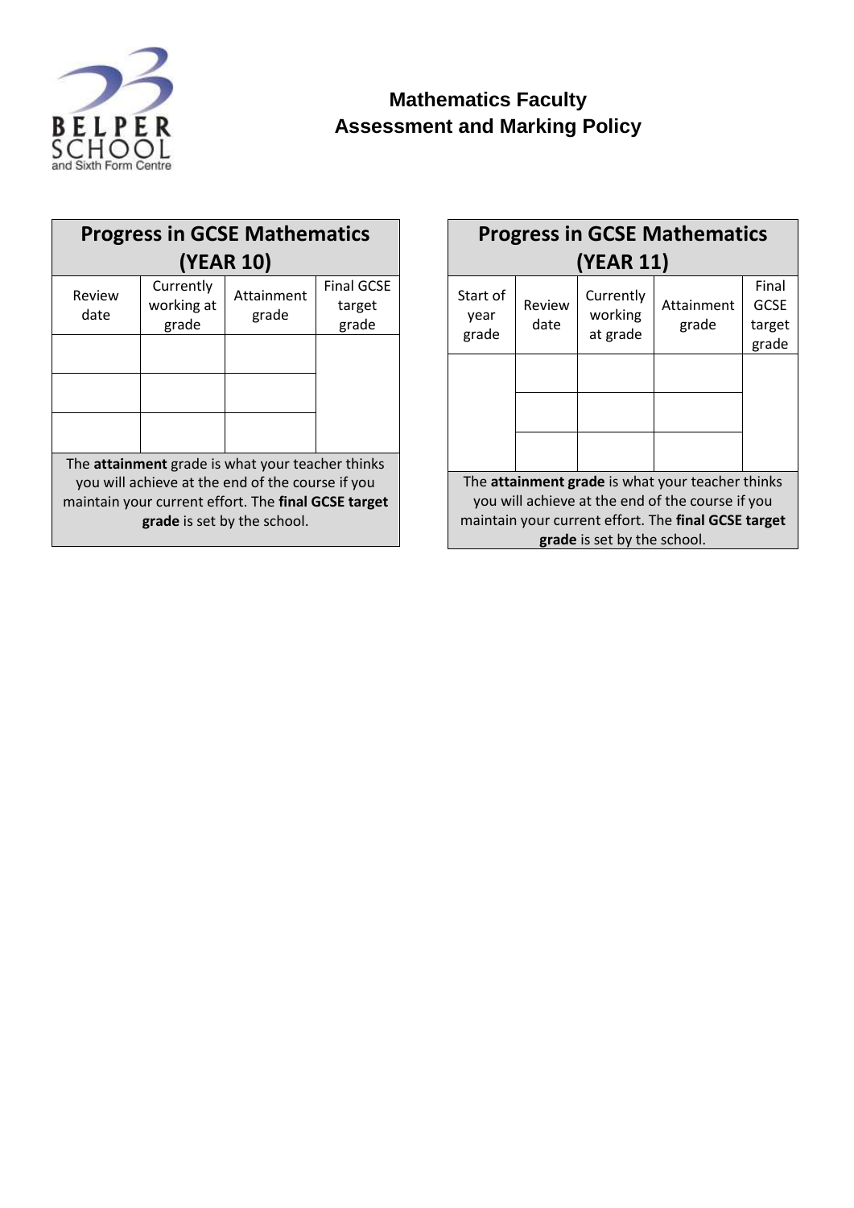BELPER SCHOOL and Sixth Form Centre

**Mathematics Faculty**
**Assessment and Marking Policy**

## Progress in GCSE Mathematics (YEAR 10)

| Review date | Currently working at grade | Attainment grade | Final GCSE target grade |
|---|---|---|---|
| | | | |
| | | | |
| | | | |

The **attainment** grade is what your teacher thinks you will achieve at the end of the course if you maintain your current effort. The **final GCSE target grade** is set by the school.

## Progress in GCSE Mathematics (YEAR 11)

| Start of year grade | Review date | Currently working at grade | Attainment grade | Final GCSE target grade |
|---|---|---|---|---|
| | | | | |
| | | | | |
| | | | | |

The **attainment grade** is what your teacher thinks you will achieve at the end of the course if you maintain your current effort. The **final GCSE target grade** is set by the school.